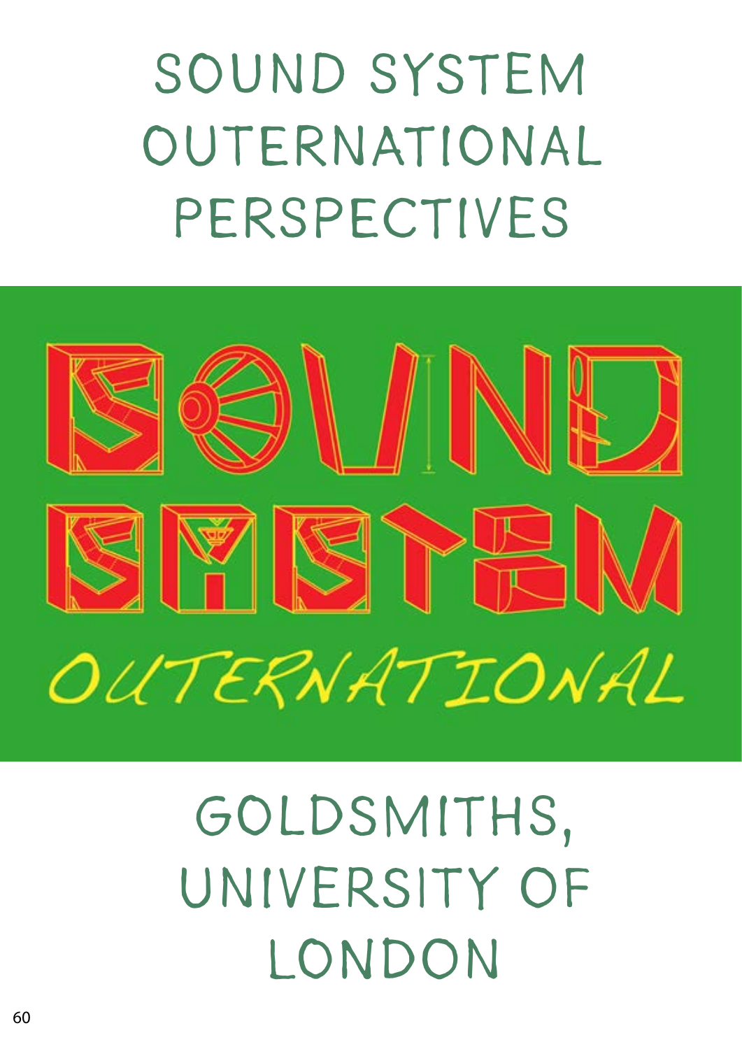# SOUND SYSTEM OUTERNATIONAL PERSPECTIVES

SOUND SYSTEM

OUTERNATIONAL

## GOLDSMITHS, UNIVERSITY OF LONDON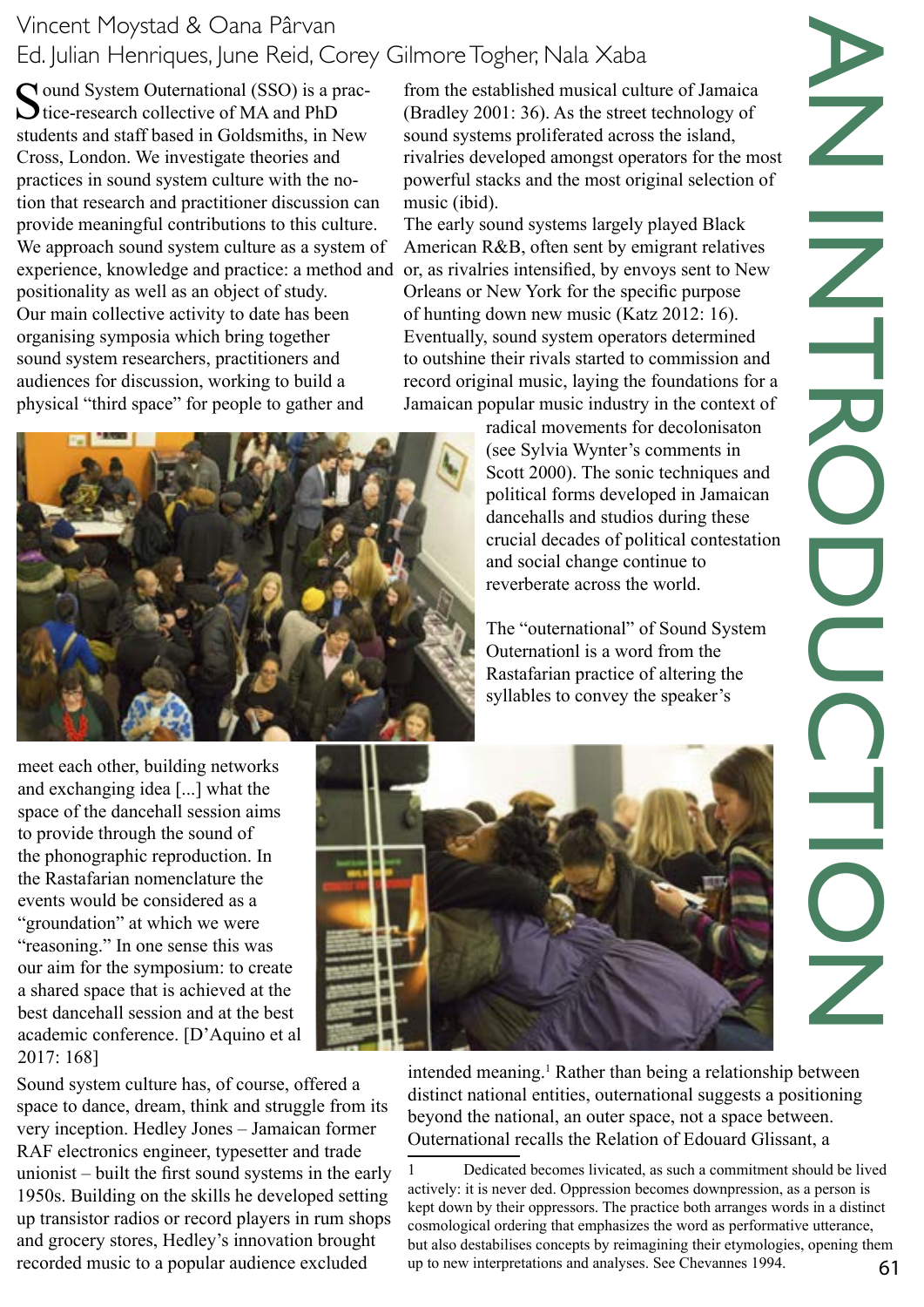# AN INTRODUCTION

Vincent Moystad & Oana Pârvan
Ed. Julian Henriques, June Reid, Corey Gilmore Togher, Nala Xaba

Sound System Outernational (SSO) is a practice-research collective of MA and PhD students and staff based in Goldsmiths, in New Cross, London. We investigate theories and practices in sound system culture with the notion that research and practitioner discussion can provide meaningful contributions to this culture. We approach sound system culture as a system of experience, knowledge and practice: a method and positionality as well as an object of study. Our main collective activity to date has been organising symposia which bring together sound system researchers, practitioners and audiences for discussion, working to build a physical "third space" for people to gather and

meet each other, building networks and exchanging idea [...] what the space of the dancehall session aims to provide through the sound of the phonographic reproduction. In the Rastafarian nomenclature the events would be considered as a "groundation" at which we were "reasoning." In one sense this was our aim for the symposium: to create a shared space that is achieved at the best dancehall session and at the best academic conference. [D'Aquino et al 2017: 168]

Sound system culture has, of course, offered a space to dance, dream, think and struggle from its very inception. Hedley Jones – Jamaican former RAF electronics engineer, typesetter and trade unionist – built the first sound systems in the early 1950s. Building on the skills he developed setting up transistor radios or record players in rum shops and grocery stores, Hedley's innovation brought recorded music to a popular audience excluded from the established musical culture of Jamaica (Bradley 2001: 36). As the street technology of sound systems proliferated across the island, rivalries developed amongst operators for the most powerful stacks and the most original selection of music (ibid).

The early sound systems largely played Black American R&B, often sent by emigrant relatives or, as rivalries intensified, by envoys sent to New Orleans or New York for the specific purpose of hunting down new music (Katz 2012: 16). Eventually, sound system operators determined to outshine their rivals started to commission and record original music, laying the foundations for a Jamaican popular music industry in the context of radical movements for decolonisaton (see Sylvia Wynter's comments in Scott 2000). The sonic techniques and political forms developed in Jamaican dancehalls and studios during these crucial decades of political contestation and social change continue to reverberate across the world.

The "outernational" of Sound System Outernationl is a word from the Rastafarian practice of altering the syllables to convey the speaker's intended meaning.[1] Rather than being a relationship between distinct national entities, outernational suggests a positioning beyond the national, an outer space, not a space between. Outernational recalls the Relation of Edouard Glissant, a

[1] Dedicated becomes livicated, as such a commitment should be lived actively: it is never ded. Oppression becomes downpression, as a person is kept down by their oppressors. The practice both arranges words in a distinct cosmological ordering that emphasizes the word as performative utterance, but also destabilises concepts by reimagining their etymologies, opening them up to new interpretations and analyses. See Chevannes 1994.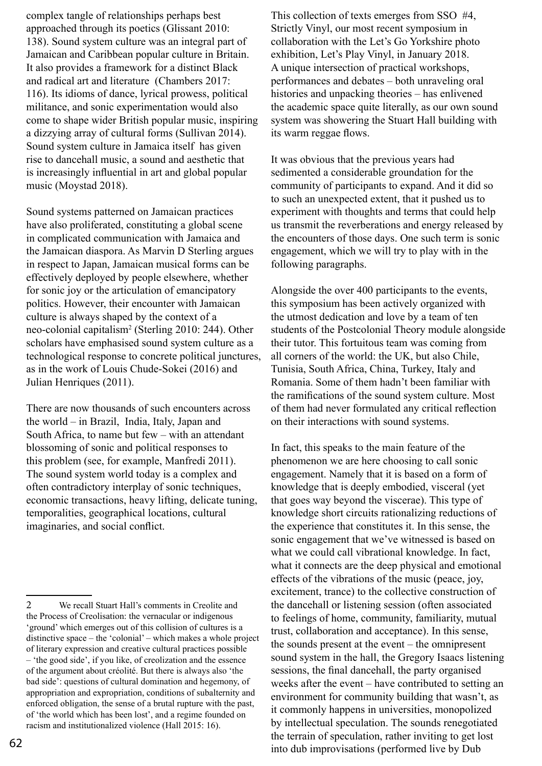complex tangle of relationships perhaps best approached through its poetics (Glissant 2010: 138). Sound system culture was an integral part of Jamaican and Caribbean popular culture in Britain. It also provides a framework for a distinct Black and radical art and literature (Chambers 2017: 116). Its idioms of dance, lyrical prowess, political militance, and sonic experimentation would also come to shape wider British popular music, inspiring a dizzying array of cultural forms (Sullivan 2014). Sound system culture in Jamaica itself has given rise to dancehall music, a sound and aesthetic that is increasingly influential in art and global popular music (Moystad 2018).

Sound systems patterned on Jamaican practices have also proliferated, constituting a global scene in complicated communication with Jamaica and the Jamaican diaspora. As Marvin D Sterling argues in respect to Japan, Jamaican musical forms can be effectively deployed by people elsewhere, whether for sonic joy or the articulation of emancipatory politics. However, their encounter with Jamaican culture is always shaped by the context of a neo-colonial capitalism[2] (Sterling 2010: 244). Other scholars have emphasised sound system culture as a technological response to concrete political junctures, as in the work of Louis Chude-Sokei (2016) and Julian Henriques (2011).

There are now thousands of such encounters across the world – in Brazil, India, Italy, Japan and South Africa, to name but few – with an attendant blossoming of sonic and political responses to this problem (see, for example, Manfredi 2011). The sound system world today is a complex and often contradictory interplay of sonic techniques, economic transactions, heavy lifting, delicate tuning, temporalities, geographical locations, cultural imaginaries, and social conflict.

This collection of texts emerges from SSO #4, Strictly Vinyl, our most recent symposium in collaboration with the Let's Go Yorkshire photo exhibition, Let's Play Vinyl, in January 2018. A unique intersection of practical workshops, performances and debates – both unraveling oral histories and unpacking theories – has enlivened the academic space quite literally, as our own sound system was showering the Stuart Hall building with its warm reggae flows.

It was obvious that the previous years had sedimented a considerable groundation for the community of participants to expand. And it did so to such an unexpected extent, that it pushed us to experiment with thoughts and terms that could help us transmit the reverberations and energy released by the encounters of those days. One such term is sonic engagement, which we will try to play with in the following paragraphs.

Alongside the over 400 participants to the events, this symposium has been actively organized with the utmost dedication and love by a team of ten students of the Postcolonial Theory module alongside their tutor. This fortuitous team was coming from all corners of the world: the UK, but also Chile, Tunisia, South Africa, China, Turkey, Italy and Romania. Some of them hadn't been familiar with the ramifications of the sound system culture. Most of them had never formulated any critical reflection on their interactions with sound systems.

In fact, this speaks to the main feature of the phenomenon we are here choosing to call sonic engagement. Namely that it is based on a form of knowledge that is deeply embodied, visceral (yet that goes way beyond the viscerae). This type of knowledge short circuits rationalizing reductions of the experience that constitutes it. In this sense, the sonic engagement that we've witnessed is based on what we could call vibrational knowledge. In fact, what it connects are the deep physical and emotional effects of the vibrations of the music (peace, joy, excitement, trance) to the collective construction of the dancehall or listening session (often associated to feelings of home, community, familiarity, mutual trust, collaboration and acceptance). In this sense, the sounds present at the event – the omnipresent sound system in the hall, the Gregory Isaacs listening sessions, the final dancehall, the party organised weeks after the event – have contributed to setting an environment for community building that wasn't, as it commonly happens in universities, monopolized by intellectual speculation. The sounds renegotiated the terrain of speculation, rather inviting to get lost into dub improvisations (performed live by Dub

---

[2] We recall Stuart Hall's comments in Creolite and the Process of Creolisation: the vernacular or indigenous 'ground' which emerges out of this collision of cultures is a distinctive space – the 'colonial' – which makes a whole project of literary expression and creative cultural practices possible – 'the good side', if you like, of creolization and the essence of the argument about créolité. But there is always also 'the bad side': questions of cultural domination and hegemony, of appropriation and expropriation, conditions of subalternity and enforced obligation, the sense of a brutal rupture with the past, of 'the world which has been lost', and a regime founded on racism and institutionalized violence (Hall 2015: 16).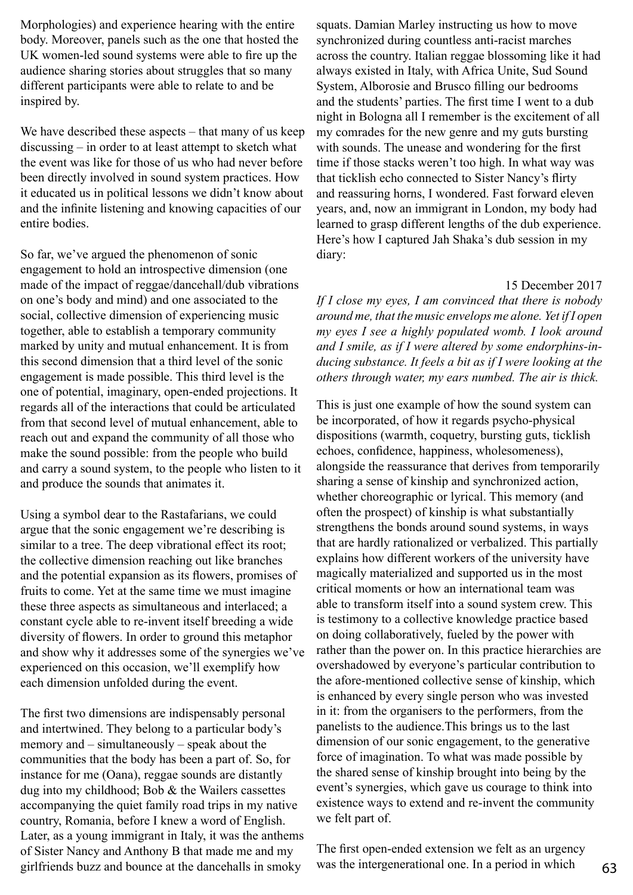Morphologies) and experience hearing with the entire body. Moreover, panels such as the one that hosted the UK women-led sound systems were able to fire up the audience sharing stories about struggles that so many different participants were able to relate to and be inspired by.

We have described these aspects – that many of us keep discussing – in order to at least attempt to sketch what the event was like for those of us who had never before been directly involved in sound system practices. How it educated us in political lessons we didn't know about and the infinite listening and knowing capacities of our entire bodies.

So far, we've argued the phenomenon of sonic engagement to hold an introspective dimension (one made of the impact of reggae/dancehall/dub vibrations on one's body and mind) and one associated to the social, collective dimension of experiencing music together, able to establish a temporary community marked by unity and mutual enhancement. It is from this second dimension that a third level of the sonic engagement is made possible. This third level is the one of potential, imaginary, open-ended projections. It regards all of the interactions that could be articulated from that second level of mutual enhancement, able to reach out and expand the community of all those who make the sound possible: from the people who build and carry a sound system, to the people who listen to it and produce the sounds that animates it.

Using a symbol dear to the Rastafarians, we could argue that the sonic engagement we're describing is similar to a tree. The deep vibrational effect its root; the collective dimension reaching out like branches and the potential expansion as its flowers, promises of fruits to come. Yet at the same time we must imagine these three aspects as simultaneous and interlaced; a constant cycle able to re-invent itself breeding a wide diversity of flowers. In order to ground this metaphor and show why it addresses some of the synergies we've experienced on this occasion, we'll exemplify how each dimension unfolded during the event.

The first two dimensions are indispensably personal and intertwined. They belong to a particular body's memory and – simultaneously – speak about the communities that the body has been a part of. So, for instance for me (Oana), reggae sounds are distantly dug into my childhood; Bob & the Wailers cassettes accompanying the quiet family road trips in my native country, Romania, before I knew a word of English. Later, as a young immigrant in Italy, it was the anthems of Sister Nancy and Anthony B that made me and my girlfriends buzz and bounce at the dancehalls in smoky squats. Damian Marley instructing us how to move synchronized during countless anti-racist marches across the country. Italian reggae blossoming like it had always existed in Italy, with Africa Unite, Sud Sound System, Alborosie and Brusco filling our bedrooms and the students' parties. The first time I went to a dub night in Bologna all I remember is the excitement of all my comrades for the new genre and my guts bursting with sounds. The unease and wondering for the first time if those stacks weren't too high. In what way was that ticklish echo connected to Sister Nancy's flirty and reassuring horns, I wondered. Fast forward eleven years, and, now an immigrant in London, my body had learned to grasp different lengths of the dub experience. Here's how I captured Jah Shaka's dub session in my diary:

15 December 2017

*If I close my eyes, I am convinced that there is nobody around me, that the music envelops me alone. Yet if I open my eyes I see a highly populated womb. I look around and I smile, as if I were altered by some endorphins-inducing substance. It feels a bit as if I were looking at the others through water, my ears numbed. The air is thick.*

This is just one example of how the sound system can be incorporated, of how it regards psycho-physical dispositions (warmth, coquetry, bursting guts, ticklish echoes, confidence, happiness, wholesomeness), alongside the reassurance that derives from temporarily sharing a sense of kinship and synchronized action, whether choreographic or lyrical. This memory (and often the prospect) of kinship is what substantially strengthens the bonds around sound systems, in ways that are hardly rationalized or verbalized. This partially explains how different workers of the university have magically materialized and supported us in the most critical moments or how an international team was able to transform itself into a sound system crew. This is testimony to a collective knowledge practice based on doing collaboratively, fueled by the power with rather than the power on. In this practice hierarchies are overshadowed by everyone's particular contribution to the afore-mentioned collective sense of kinship, which is enhanced by every single person who was invested in it: from the organisers to the performers, from the panelists to the audience.This brings us to the last dimension of our sonic engagement, to the generative force of imagination. To what was made possible by the shared sense of kinship brought into being by the event's synergies, which gave us courage to think into existence ways to extend and re-invent the community we felt part of.

The first open-ended extension we felt as an urgency was the intergenerational one. In a period in which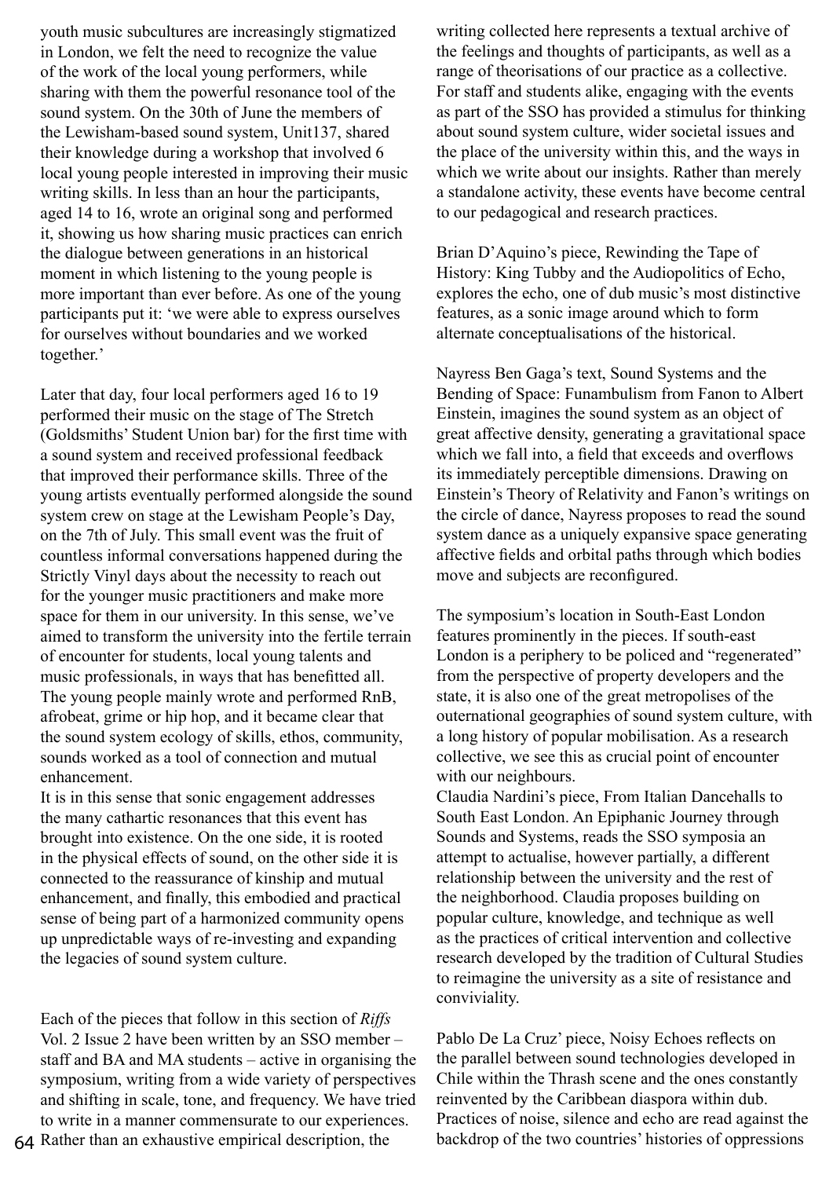youth music subcultures are increasingly stigmatized in London, we felt the need to recognize the value of the work of the local young performers, while sharing with them the powerful resonance tool of the sound system. On the 30th of June the members of the Lewisham-based sound system, Unit137, shared their knowledge during a workshop that involved 6 local young people interested in improving their music writing skills. In less than an hour the participants, aged 14 to 16, wrote an original song and performed it, showing us how sharing music practices can enrich the dialogue between generations in an historical moment in which listening to the young people is more important than ever before. As one of the young participants put it: 'we were able to express ourselves for ourselves without boundaries and we worked together.'

Later that day, four local performers aged 16 to 19 performed their music on the stage of The Stretch (Goldsmiths' Student Union bar) for the first time with a sound system and received professional feedback that improved their performance skills. Three of the young artists eventually performed alongside the sound system crew on stage at the Lewisham People's Day, on the 7th of July. This small event was the fruit of countless informal conversations happened during the Strictly Vinyl days about the necessity to reach out for the younger music practitioners and make more space for them in our university. In this sense, we've aimed to transform the university into the fertile terrain of encounter for students, local young talents and music professionals, in ways that has benefitted all. The young people mainly wrote and performed RnB, afrobeat, grime or hip hop, and it became clear that the sound system ecology of skills, ethos, community, sounds worked as a tool of connection and mutual enhancement.

It is in this sense that sonic engagement addresses the many cathartic resonances that this event has brought into existence. On the one side, it is rooted in the physical effects of sound, on the other side it is connected to the reassurance of kinship and mutual enhancement, and finally, this embodied and practical sense of being part of a harmonized community opens up unpredictable ways of re-investing and expanding the legacies of sound system culture.

Each of the pieces that follow in this section of *Riffs* Vol. 2 Issue 2 have been written by an SSO member – staff and BA and MA students – active in organising the symposium, writing from a wide variety of perspectives and shifting in scale, tone, and frequency. We have tried to write in a manner commensurate to our experiences. Rather than an exhaustive empirical description, the writing collected here represents a textual archive of the feelings and thoughts of participants, as well as a range of theorisations of our practice as a collective. For staff and students alike, engaging with the events as part of the SSO has provided a stimulus for thinking about sound system culture, wider societal issues and the place of the university within this, and the ways in which we write about our insights. Rather than merely a standalone activity, these events have become central to our pedagogical and research practices.

Brian D'Aquino's piece, Rewinding the Tape of History: King Tubby and the Audiopolitics of Echo, explores the echo, one of dub music's most distinctive features, as a sonic image around which to form alternate conceptualisations of the historical.

Nayress Ben Gaga's text, Sound Systems and the Bending of Space: Funambulism from Fanon to Albert Einstein, imagines the sound system as an object of great affective density, generating a gravitational space which we fall into, a field that exceeds and overflows its immediately perceptible dimensions. Drawing on Einstein's Theory of Relativity and Fanon's writings on the circle of dance, Nayress proposes to read the sound system dance as a uniquely expansive space generating affective fields and orbital paths through which bodies move and subjects are reconfigured.

The symposium's location in South-East London features prominently in the pieces. If south-east London is a periphery to be policed and "regenerated" from the perspective of property developers and the state, it is also one of the great metropolises of the outernational geographies of sound system culture, with a long history of popular mobilisation. As a research collective, we see this as crucial point of encounter with our neighbours.

Claudia Nardini's piece, From Italian Dancehalls to South East London. An Epiphanic Journey through Sounds and Systems, reads the SSO symposia an attempt to actualise, however partially, a different relationship between the university and the rest of the neighborhood. Claudia proposes building on popular culture, knowledge, and technique as well as the practices of critical intervention and collective research developed by the tradition of Cultural Studies to reimagine the university as a site of resistance and conviviality.

Pablo De La Cruz' piece, Noisy Echoes reflects on the parallel between sound technologies developed in Chile within the Thrash scene and the ones constantly reinvented by the Caribbean diaspora within dub. Practices of noise, silence and echo are read against the backdrop of the two countries' histories of oppressions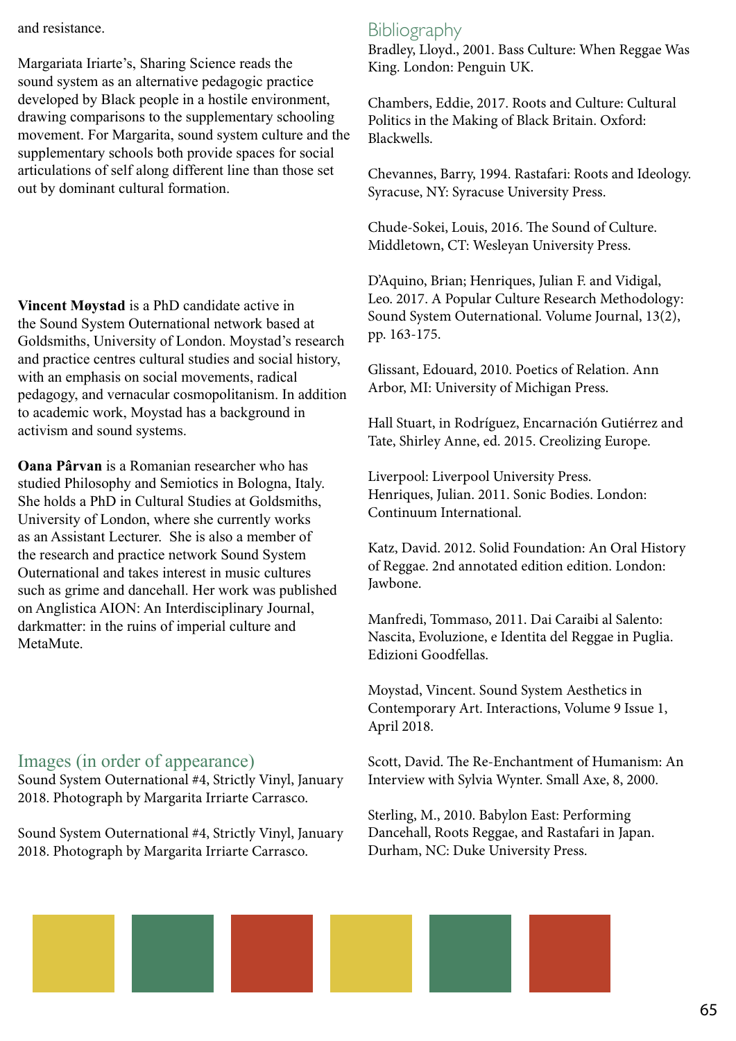and resistance.

Margariata Iriarte's, Sharing Science reads the sound system as an alternative pedagogic practice developed by Black people in a hostile environment, drawing comparisons to the supplementary schooling movement. For Margarita, sound system culture and the supplementary schools both provide spaces for social articulations of self along different line than those set out by dominant cultural formation.

**Vincent Møystad** is a PhD candidate active in the Sound System Outernational network based at Goldsmiths, University of London. Moystad's research and practice centres cultural studies and social history, with an emphasis on social movements, radical pedagogy, and vernacular cosmopolitanism. In addition to academic work, Moystad has a background in activism and sound systems.

**Oana Pârvan** is a Romanian researcher who has studied Philosophy and Semiotics in Bologna, Italy. She holds a PhD in Cultural Studies at Goldsmiths, University of London, where she currently works as an Assistant Lecturer. She is also a member of the research and practice network Sound System Outernational and takes interest in music cultures such as grime and dancehall. Her work was published on Anglistica AION: An Interdisciplinary Journal, darkmatter: in the ruins of imperial culture and MetaMute.

## Images (in order of appearance)

Sound System Outernational #4, Strictly Vinyl, January 2018. Photograph by Margarita Irriarte Carrasco.

Sound System Outernational #4, Strictly Vinyl, January 2018. Photograph by Margarita Irriarte Carrasco.

## Bibliography

Bradley, Lloyd., 2001. Bass Culture: When Reggae Was King. London: Penguin UK.

Chambers, Eddie, 2017. Roots and Culture: Cultural Politics in the Making of Black Britain. Oxford: Blackwells.

Chevannes, Barry, 1994. Rastafari: Roots and Ideology. Syracuse, NY: Syracuse University Press.

Chude-Sokei, Louis, 2016. The Sound of Culture. Middletown, CT: Wesleyan University Press.

D'Aquino, Brian; Henriques, Julian F. and Vidigal, Leo. 2017. A Popular Culture Research Methodology: Sound System Outernational. Volume Journal, 13(2), pp. 163-175.

Glissant, Edouard, 2010. Poetics of Relation. Ann Arbor, MI: University of Michigan Press.

Hall Stuart, in Rodríguez, Encarnación Gutiérrez and Tate, Shirley Anne, ed. 2015. Creolizing Europe.

Liverpool: Liverpool University Press.
Henriques, Julian. 2011. Sonic Bodies. London: Continuum International.

Katz, David. 2012. Solid Foundation: An Oral History of Reggae. 2nd annotated edition edition. London: Jawbone.

Manfredi, Tommaso, 2011. Dai Caraibi al Salento: Nascita, Evoluzione, e Identita del Reggae in Puglia. Edizioni Goodfellas.

Moystad, Vincent. Sound System Aesthetics in Contemporary Art. Interactions, Volume 9 Issue 1, April 2018.

Scott, David. The Re-Enchantment of Humanism: An Interview with Sylvia Wynter. Small Axe, 8, 2000.

Sterling, M., 2010. Babylon East: Performing Dancehall, Roots Reggae, and Rastafari in Japan. Durham, NC: Duke University Press.